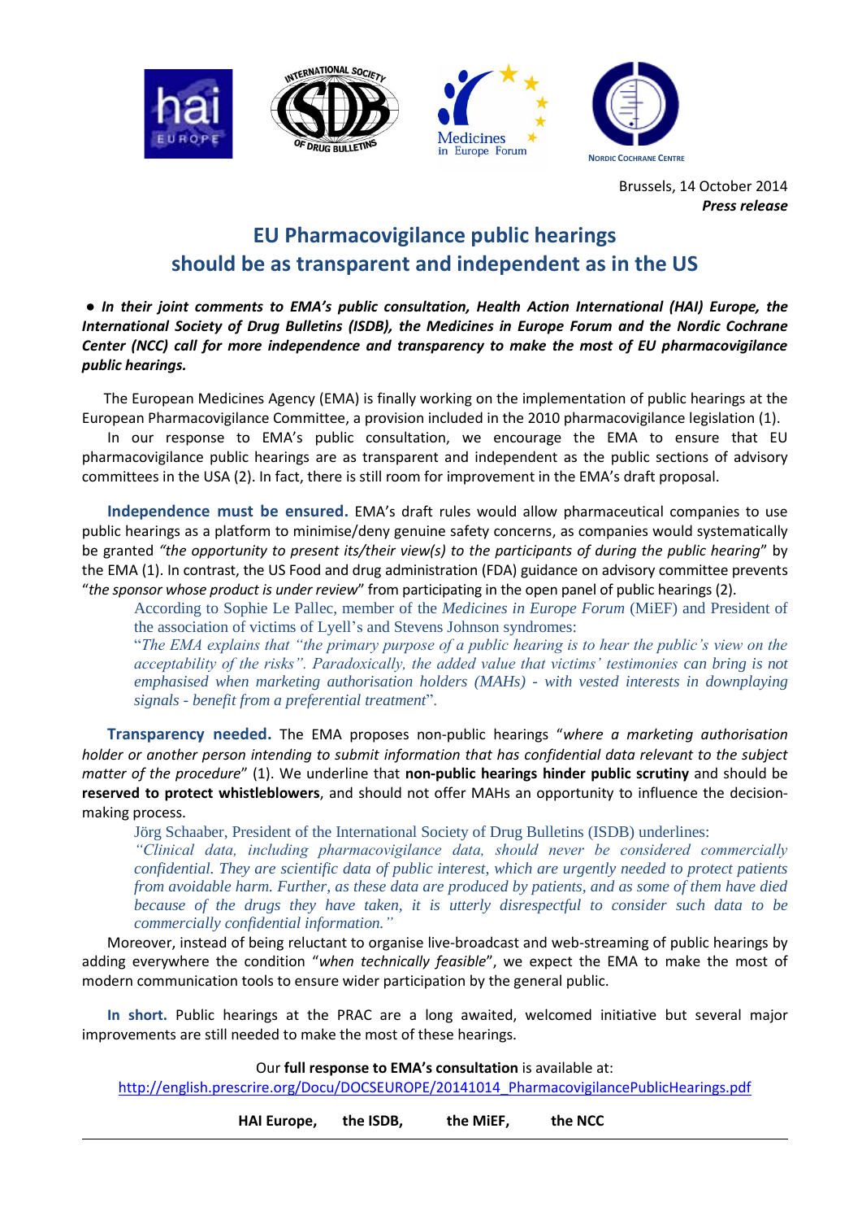Brussels, 14 October 2014
***Press release***

# EU Pharmacovigilance public hearings should be as transparent and independent as in the US

● ***In their joint comments to EMA's public consultation, Health Action International (HAI) Europe, the International Society of Drug Bulletins (ISDB), the Medicines in Europe Forum and the Nordic Cochrane Center (NCC) call for more independence and transparency to make the most of EU pharmacovigilance public hearings.***

The European Medicines Agency (EMA) is finally working on the implementation of public hearings at the European Pharmacovigilance Committee, a provision included in the 2010 pharmacovigilance legislation (1).

In our response to EMA's public consultation, we encourage the EMA to ensure that EU pharmacovigilance public hearings are as transparent and independent as the public sections of advisory committees in the USA (2). In fact, there is still room for improvement in the EMA's draft proposal.

**Independence must be ensured.** EMA's draft rules would allow pharmaceutical companies to use public hearings as a platform to minimise/deny genuine safety concerns, as companies would systematically be granted *"the opportunity to present its/their view(s) to the participants of during the public hearing"* by the EMA (1). In contrast, the US Food and drug administration (FDA) guidance on advisory committee prevents "*the sponsor whose product is under review*" from participating in the open panel of public hearings (2).

According to Sophie Le Pallec, member of the *Medicines in Europe Forum* (MiEF) and President of the association of victims of Lyell's and Stevens Johnson syndromes:
"*The EMA explains that "the primary purpose of a public hearing is to hear the public's view on the acceptability of the risks". Paradoxically, the added value that victims' testimonies can bring is not emphasised when marketing authorisation holders (MAHs) - with vested interests in downplaying signals - benefit from a preferential treatment*".

**Transparency needed.** The EMA proposes non-public hearings "*where a marketing authorisation holder or another person intending to submit information that has confidential data relevant to the subject matter of the procedure*" (1). We underline that **non-public hearings hinder public scrutiny** and should be **reserved to protect whistleblowers**, and should not offer MAHs an opportunity to influence the decision-making process.

Jörg Schaaber, President of the International Society of Drug Bulletins (ISDB) underlines:
*"Clinical data, including pharmacovigilance data, should never be considered commercially confidential. They are scientific data of public interest, which are urgently needed to protect patients from avoidable harm. Further, as these data are produced by patients, and as some of them have died because of the drugs they have taken, it is utterly disrespectful to consider such data to be commercially confidential information."*

Moreover, instead of being reluctant to organise live-broadcast and web-streaming of public hearings by adding everywhere the condition "*when technically feasible*", we expect the EMA to make the most of modern communication tools to ensure wider participation by the general public.

**In short.** Public hearings at the PRAC are a long awaited, welcomed initiative but several major improvements are still needed to make the most of these hearings.

Our **full response to EMA's consultation** is available at:
http://english.prescrire.org/Docu/DOCSEUROPE/20141014_PharmacovigilancePublicHearings.pdf

**HAI Europe, the ISDB, the MiEF, the NCC**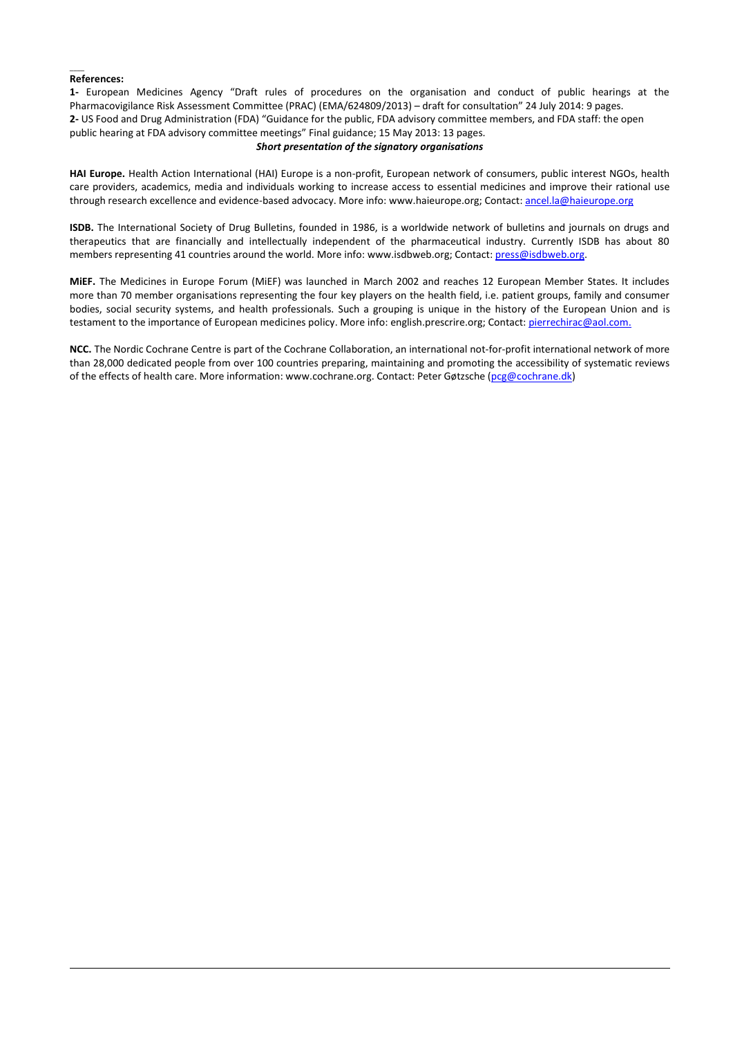**References:**

**1-** European Medicines Agency "Draft rules of procedures on the organisation and conduct of public hearings at the Pharmacovigilance Risk Assessment Committee (PRAC) (EMA/624809/2013) – draft for consultation" 24 July 2014: 9 pages.

**2-** US Food and Drug Administration (FDA) "Guidance for the public, FDA advisory committee members, and FDA staff: the open public hearing at FDA advisory committee meetings" Final guidance; 15 May 2013: 13 pages.

***Short presentation of the signatory organisations***

**HAI Europe.** Health Action International (HAI) Europe is a non-profit, European network of consumers, public interest NGOs, health care providers, academics, media and individuals working to increase access to essential medicines and improve their rational use through research excellence and evidence-based advocacy. More info: www.haieurope.org; Contact: ancel.la@haieurope.org

**ISDB.** The International Society of Drug Bulletins, founded in 1986, is a worldwide network of bulletins and journals on drugs and therapeutics that are financially and intellectually independent of the pharmaceutical industry. Currently ISDB has about 80 members representing 41 countries around the world. More info: www.isdbweb.org; Contact: press@isdbweb.org.

**MiEF.** The Medicines in Europe Forum (MiEF) was launched in March 2002 and reaches 12 European Member States. It includes more than 70 member organisations representing the four key players on the health field, i.e. patient groups, family and consumer bodies, social security systems, and health professionals. Such a grouping is unique in the history of the European Union and is testament to the importance of European medicines policy. More info: english.prescrire.org; Contact: pierrechirac@aol.com.

**NCC.** The Nordic Cochrane Centre is part of the Cochrane Collaboration, an international not-for-profit international network of more than 28,000 dedicated people from over 100 countries preparing, maintaining and promoting the accessibility of systematic reviews of the effects of health care. More information: www.cochrane.org. Contact: Peter Gøtzsche (pcg@cochrane.dk)